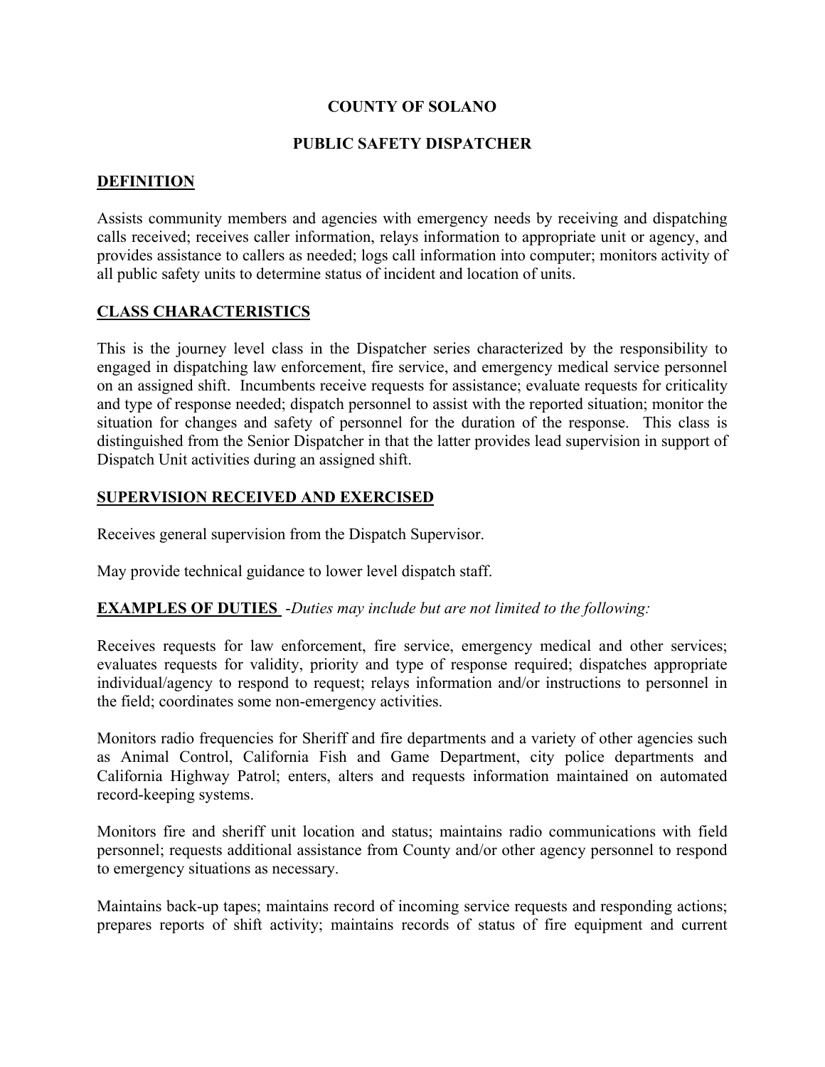# COUNTY OF SOLANO

## PUBLIC SAFETY DISPATCHER

## DEFINITION

Assists community members and agencies with emergency needs by receiving and dispatching calls received; receives caller information, relays information to appropriate unit or agency, and provides assistance to callers as needed; logs call information into computer; monitors activity of all public safety units to determine status of incident and location of units.

## CLASS CHARACTERISTICS

This is the journey level class in the Dispatcher series characterized by the responsibility to engaged in dispatching law enforcement, fire service, and emergency medical service personnel on an assigned shift. Incumbents receive requests for assistance; evaluate requests for criticality and type of response needed; dispatch personnel to assist with the reported situation; monitor the situation for changes and safety of personnel for the duration of the response. This class is distinguished from the Senior Dispatcher in that the latter provides lead supervision in support of Dispatch Unit activities during an assigned shift.

## SUPERVISION RECEIVED AND EXERCISED

Receives general supervision from the Dispatch Supervisor.

May provide technical guidance to lower level dispatch staff.

## EXAMPLES OF DUTIES *-Duties may include but are not limited to the following:*

Receives requests for law enforcement, fire service, emergency medical and other services; evaluates requests for validity, priority and type of response required; dispatches appropriate individual/agency to respond to request; relays information and/or instructions to personnel in the field; coordinates some non-emergency activities.

Monitors radio frequencies for Sheriff and fire departments and a variety of other agencies such as Animal Control, California Fish and Game Department, city police departments and California Highway Patrol; enters, alters and requests information maintained on automated record-keeping systems.

Monitors fire and sheriff unit location and status; maintains radio communications with field personnel; requests additional assistance from County and/or other agency personnel to respond to emergency situations as necessary.

Maintains back-up tapes; maintains record of incoming service requests and responding actions; prepares reports of shift activity; maintains records of status of fire equipment and current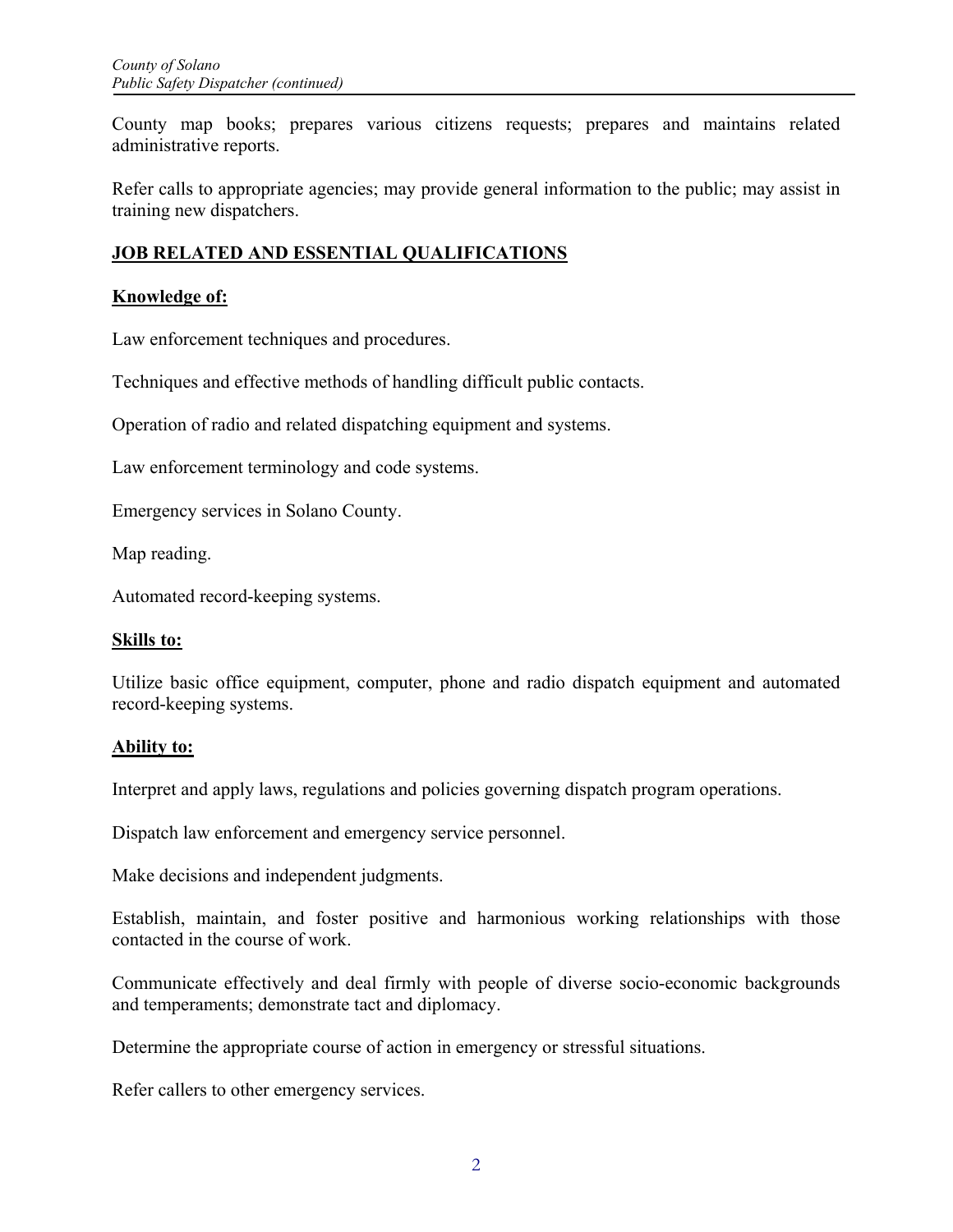County map books; prepares various citizens requests; prepares and maintains related administrative reports.

Refer calls to appropriate agencies; may provide general information to the public; may assist in training new dispatchers.

## JOB RELATED AND ESSENTIAL QUALIFICATIONS

### Knowledge of:

Law enforcement techniques and procedures.

Techniques and effective methods of handling difficult public contacts.

Operation of radio and related dispatching equipment and systems.

Law enforcement terminology and code systems.

Emergency services in Solano County.

Map reading.

Automated record-keeping systems.

### Skills to:

Utilize basic office equipment, computer, phone and radio dispatch equipment and automated record-keeping systems.

### Ability to:

Interpret and apply laws, regulations and policies governing dispatch program operations.

Dispatch law enforcement and emergency service personnel.

Make decisions and independent judgments.

Establish, maintain, and foster positive and harmonious working relationships with those contacted in the course of work.

Communicate effectively and deal firmly with people of diverse socio-economic backgrounds and temperaments; demonstrate tact and diplomacy.

Determine the appropriate course of action in emergency or stressful situations.

Refer callers to other emergency services.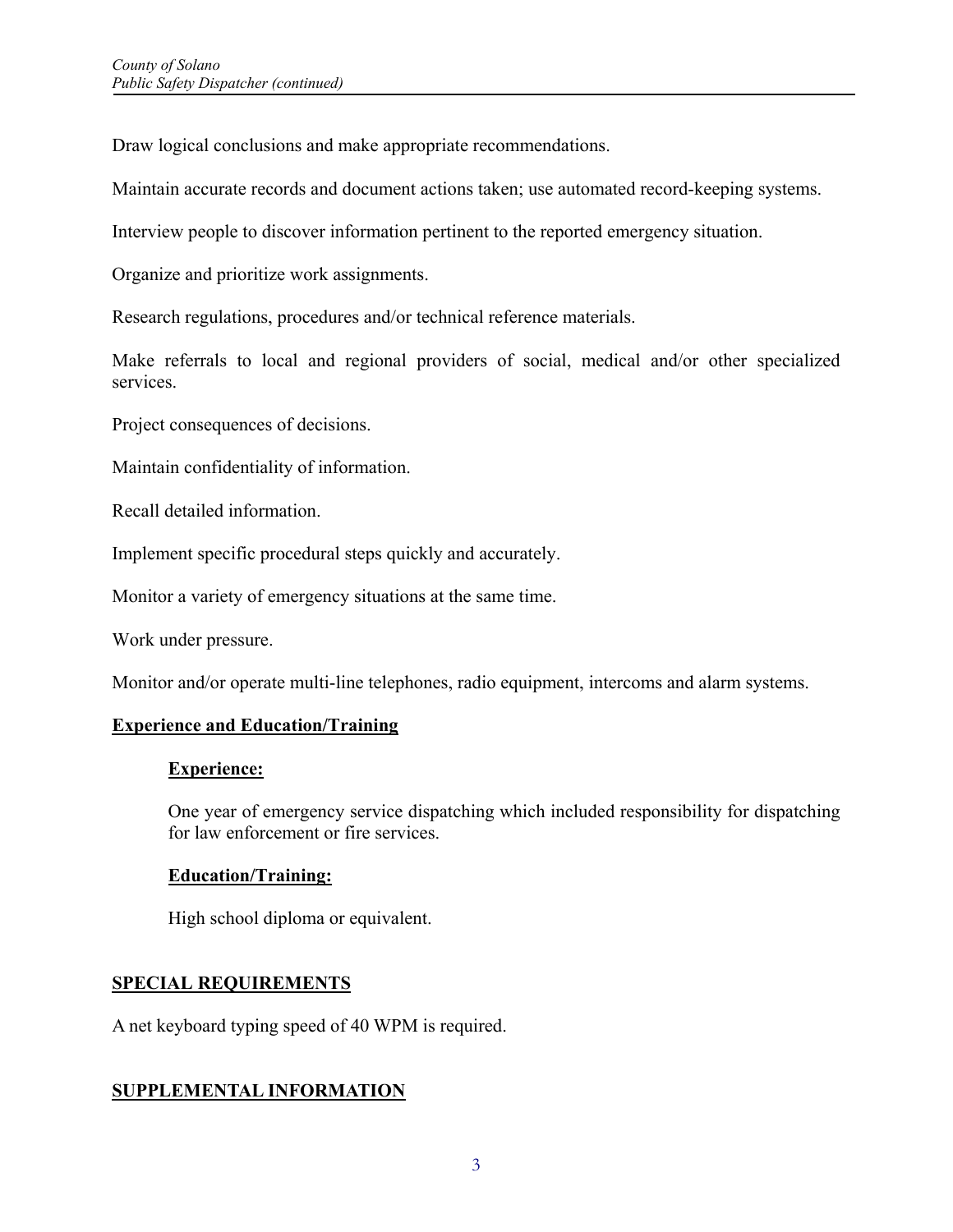Draw logical conclusions and make appropriate recommendations.

Maintain accurate records and document actions taken; use automated record-keeping systems.

Interview people to discover information pertinent to the reported emergency situation.

Organize and prioritize work assignments.

Research regulations, procedures and/or technical reference materials.

Make referrals to local and regional providers of social, medical and/or other specialized services.

Project consequences of decisions.

Maintain confidentiality of information.

Recall detailed information.

Implement specific procedural steps quickly and accurately.

Monitor a variety of emergency situations at the same time.

Work under pressure.

Monitor and/or operate multi-line telephones, radio equipment, intercoms and alarm systems.

## Experience and Education/Training

### Experience:

One year of emergency service dispatching which included responsibility for dispatching for law enforcement or fire services.

### Education/Training:

High school diploma or equivalent.

## SPECIAL REQUIREMENTS

A net keyboard typing speed of 40 WPM is required.

## SUPPLEMENTAL INFORMATION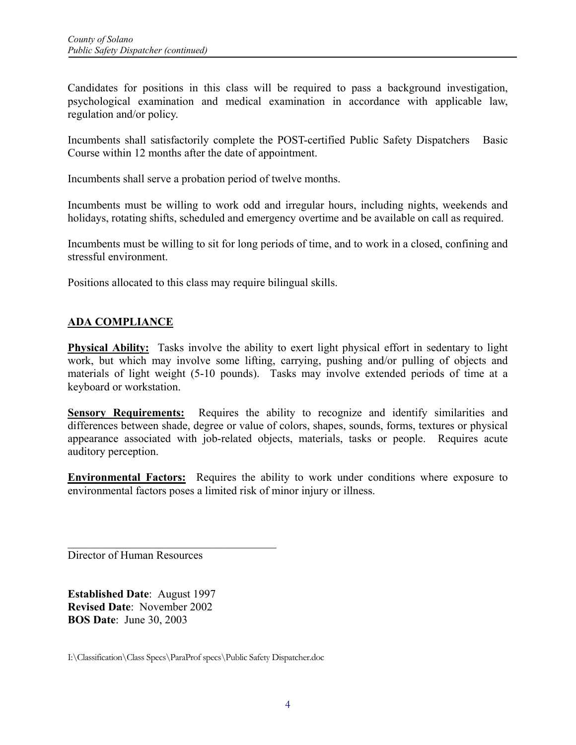Candidates for positions in this class will be required to pass a background investigation, psychological examination and medical examination in accordance with applicable law, regulation and/or policy.

Incumbents shall satisfactorily complete the POST-certified Public Safety Dispatchers Basic Course within 12 months after the date of appointment.

Incumbents shall serve a probation period of twelve months.

Incumbents must be willing to work odd and irregular hours, including nights, weekends and holidays, rotating shifts, scheduled and emergency overtime and be available on call as required.

Incumbents must be willing to sit for long periods of time, and to work in a closed, confining and stressful environment.

Positions allocated to this class may require bilingual skills.

## ADA COMPLIANCE

**Physical Ability:** Tasks involve the ability to exert light physical effort in sedentary to light work, but which may involve some lifting, carrying, pushing and/or pulling of objects and materials of light weight (5-10 pounds). Tasks may involve extended periods of time at a keyboard or workstation.

**Sensory Requirements:** Requires the ability to recognize and identify similarities and differences between shade, degree or value of colors, shapes, sounds, forms, textures or physical appearance associated with job-related objects, materials, tasks or people. Requires acute auditory perception.

**Environmental Factors:** Requires the ability to work under conditions where exposure to environmental factors poses a limited risk of minor injury or illness.

\_\_\_\_\_\_\_\_\_\_\_\_\_\_\_\_\_\_\_\_\_\_\_\_\_\_\_\_\_\_\_\_\_\_\_\_\_\_\_\_

Director of Human Resources

**Established Date**: August 1997
**Revised Date**: November 2002
**BOS Date**: June 30, 2003

I:\Classification\Class Specs\ParaProf specs\Public Safety Dispatcher.doc